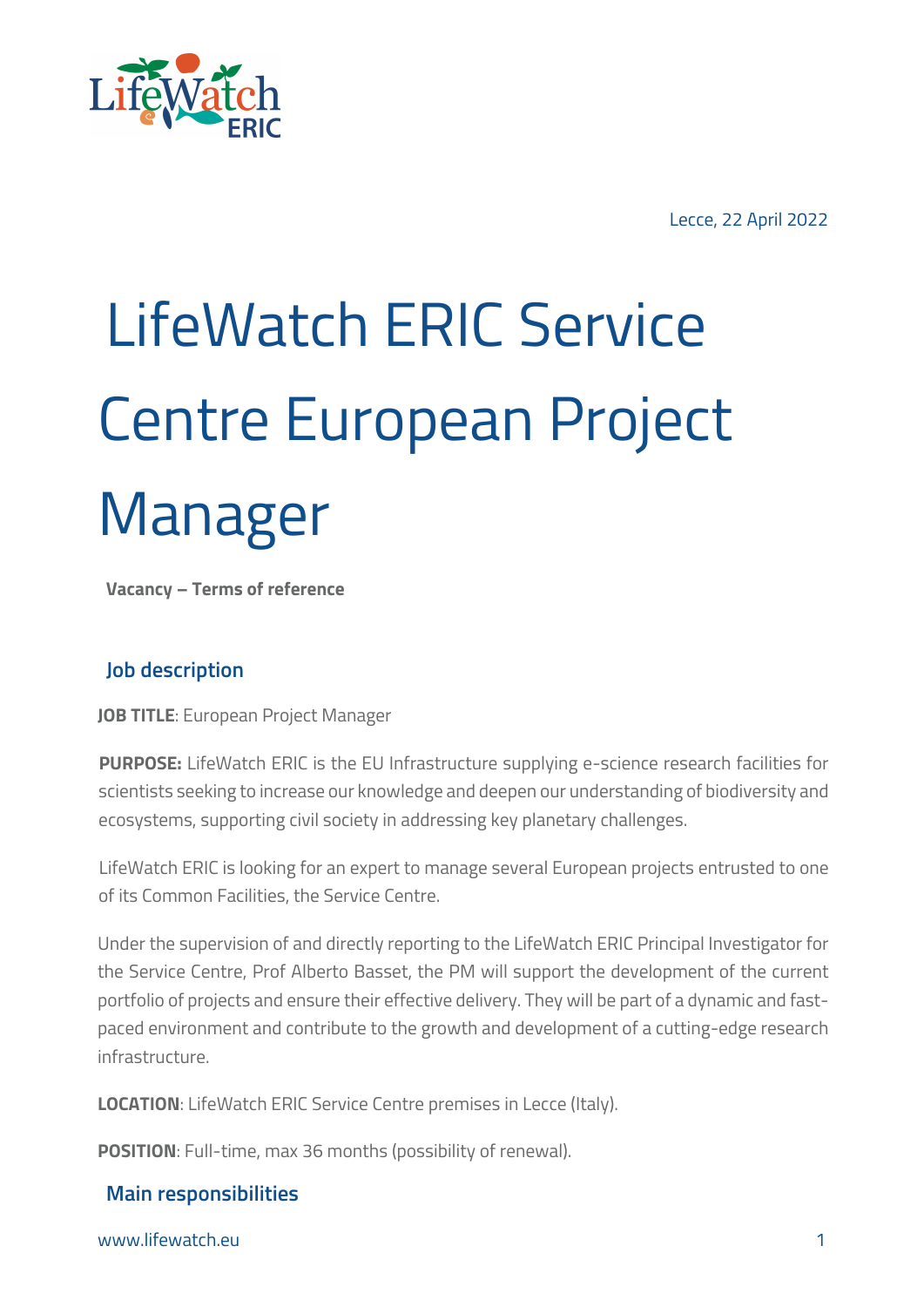Lecce, 22 April 2022

# LifeWatch ERIC Service Centre European Project Manager

**Vacancy – Terms of reference**

## Job description

**JOB TITLE**: European Project Manager

**PURPOSE:** LifeWatch ERIC is the EU Infrastructure supplying e-science research facilities for scientists seeking to increase our knowledge and deepen our understanding of biodiversity and ecosystems, supporting civil society in addressing key planetary challenges.

LifeWatch ERIC is looking for an expert to manage several European projects entrusted to one of its Common Facilities, the Service Centre.

Under the supervision of and directly reporting to the LifeWatch ERIC Principal Investigator for the Service Centre, Prof Alberto Basset, the PM will support the development of the current portfolio of projects and ensure their effective delivery. They will be part of a dynamic and fast-paced environment and contribute to the growth and development of a cutting-edge research infrastructure.

**LOCATION**: LifeWatch ERIC Service Centre premises in Lecce (Italy).

**POSITION**: Full-time, max 36 months (possibility of renewal).

## Main responsibilities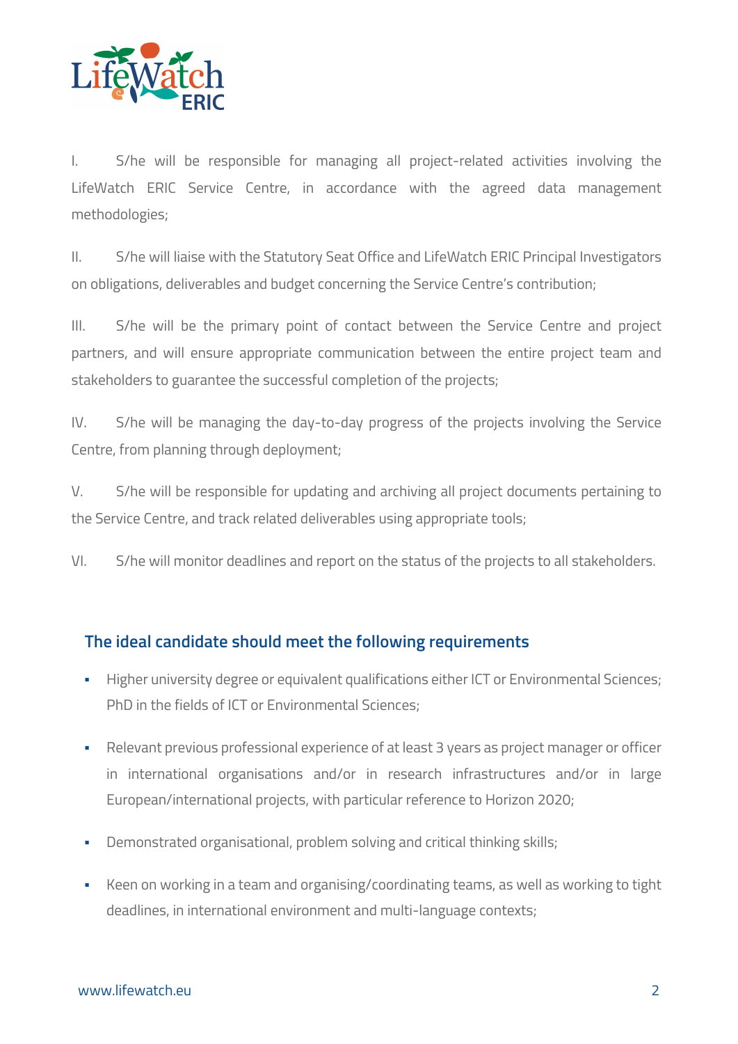I. S/he will be responsible for managing all project-related activities involving the LifeWatch ERIC Service Centre, in accordance with the agreed data management methodologies;

II. S/he will liaise with the Statutory Seat Office and LifeWatch ERIC Principal Investigators on obligations, deliverables and budget concerning the Service Centre's contribution;

III. S/he will be the primary point of contact between the Service Centre and project partners, and will ensure appropriate communication between the entire project team and stakeholders to guarantee the successful completion of the projects;

IV. S/he will be managing the day-to-day progress of the projects involving the Service Centre, from planning through deployment;

V. S/he will be responsible for updating and archiving all project documents pertaining to the Service Centre, and track related deliverables using appropriate tools;

VI. S/he will monitor deadlines and report on the status of the projects to all stakeholders.

## The ideal candidate should meet the following requirements

- Higher university degree or equivalent qualifications either ICT or Environmental Sciences; PhD in the fields of ICT or Environmental Sciences;
- Relevant previous professional experience of at least 3 years as project manager or officer in international organisations and/or in research infrastructures and/or in large European/international projects, with particular reference to Horizon 2020;
- Demonstrated organisational, problem solving and critical thinking skills;
- Keen on working in a team and organising/coordinating teams, as well as working to tight deadlines, in international environment and multi-language contexts;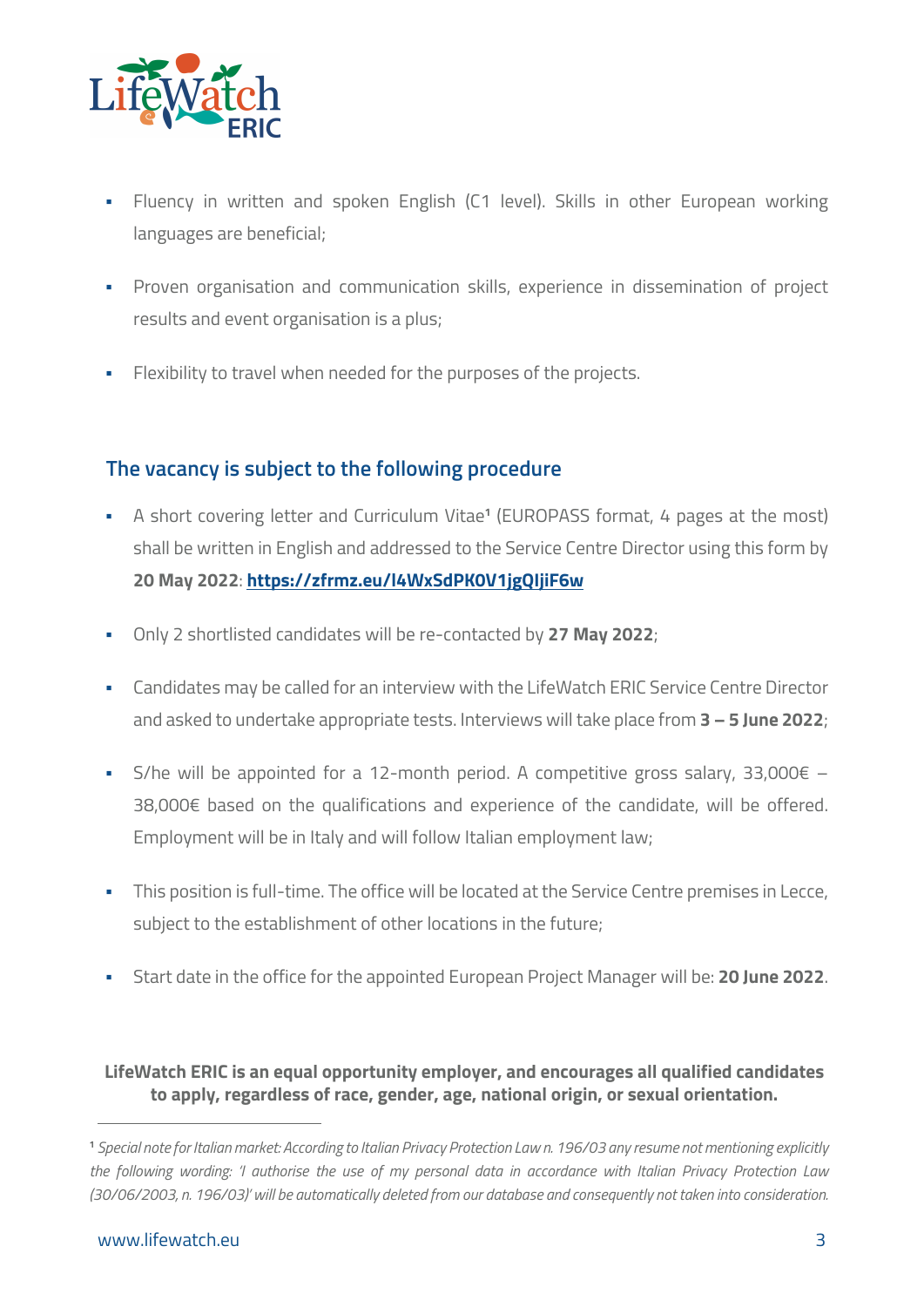- Fluency in written and spoken English (C1 level). Skills in other European working languages are beneficial;
- Proven organisation and communication skills, experience in dissemination of project results and event organisation is a plus;
- Flexibility to travel when needed for the purposes of the projects.

## The vacancy is subject to the following procedure

- A short covering letter and Curriculum Vitae[1] (EUROPASS format, 4 pages at the most) shall be written in English and addressed to the Service Centre Director using this form by **20 May 2022**: **https://zfrmz.eu/I4WxSdPK0V1jgQIjiF6w**
- Only 2 shortlisted candidates will be re-contacted by **27 May 2022**;
- Candidates may be called for an interview with the LifeWatch ERIC Service Centre Director and asked to undertake appropriate tests. Interviews will take place from **3 – 5 June 2022**;
- S/he will be appointed for a 12-month period. A competitive gross salary, 33,000€ – 38,000€ based on the qualifications and experience of the candidate, will be offered. Employment will be in Italy and will follow Italian employment law;
- This position is full-time. The office will be located at the Service Centre premises in Lecce, subject to the establishment of other locations in the future;
- Start date in the office for the appointed European Project Manager will be: **20 June 2022**.

**LifeWatch ERIC is an equal opportunity employer, and encourages all qualified candidates to apply, regardless of race, gender, age, national origin, or sexual orientation.**

[1] *Special note for Italian market: According to Italian Privacy Protection Law n. 196/03 any resume not mentioning explicitly the following wording: 'I authorise the use of my personal data in accordance with Italian Privacy Protection Law (30/06/2003, n. 196/03)' will be automatically deleted from our database and consequently not taken into consideration.*